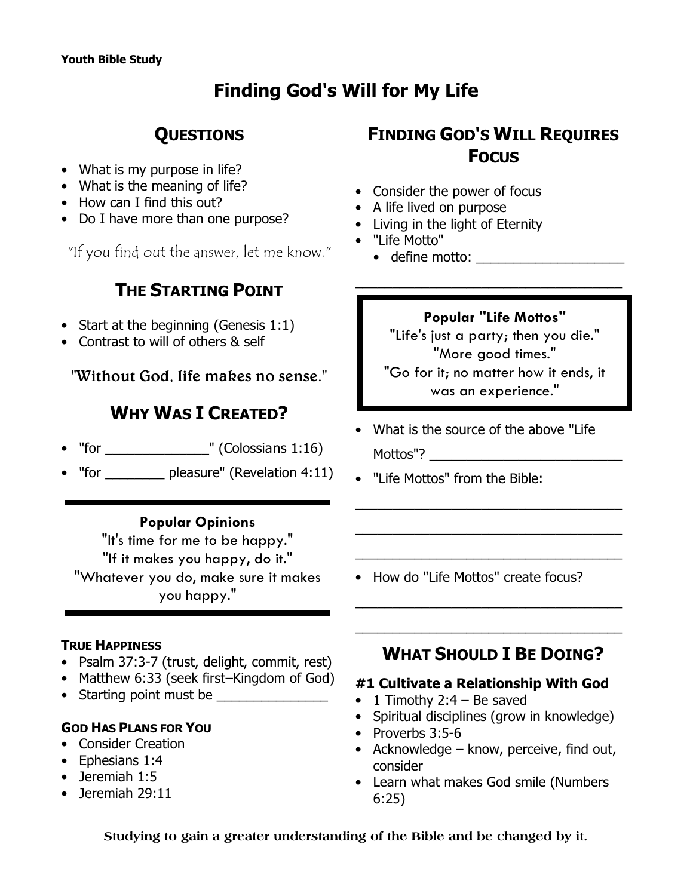**Youth Bible Study**

# Finding God's Will for My Life

## Questions

- What is my purpose in life?
- What is the meaning of life?
- How can I find this out?
- Do I have more than one purpose?

*"If you find out the answer, let me know."*

## The Starting Point

- Start at the beginning (Genesis 1:1)
- Contrast to will of others & self

"Without God, life makes no sense."

## Why Was I Created?

- "for ______________" (Colossians 1:16)
- "for ________ pleasure" (Revelation 4:11)

**Popular Opinions**

"It's time for me to be happy."
"If it makes you happy, do it."
"Whatever you do, make sure it makes you happy."

### True Happiness

- Psalm 37:3-7 (trust, delight, commit, rest)
- Matthew 6:33 (seek first–Kingdom of God)
- Starting point must be _______________

### God Has Plans for You

- Consider Creation
- Ephesians 1:4
- Jeremiah 1:5
- Jeremiah 29:11

## Finding God's Will Requires Focus

- Consider the power of focus
- A life lived on purpose
- Living in the light of Eternity
- "Life Motto"
  - define motto: ____________________

____________________________________

**Popular "Life Mottos"**

"Life's just a party; then you die."
"More good times."
"Go for it; no matter how it ends, it was an experience."

- What is the source of the above "Life Mottos"? __________________________
- "Life Mottos" from the Bible:

____________________________________

____________________________________

____________________________________

- How do "Life Mottos" create focus?

____________________________________

____________________________________

## What Should I Be Doing?

### #1 Cultivate a Relationship With God

- 1 Timothy 2:4 – Be saved
- Spiritual disciplines (grow in knowledge)
- Proverbs 3:5-6
- Acknowledge – know, perceive, find out, consider
- Learn what makes God smile (Numbers 6:25)

Studying to gain a greater understanding of the Bible and be changed by it.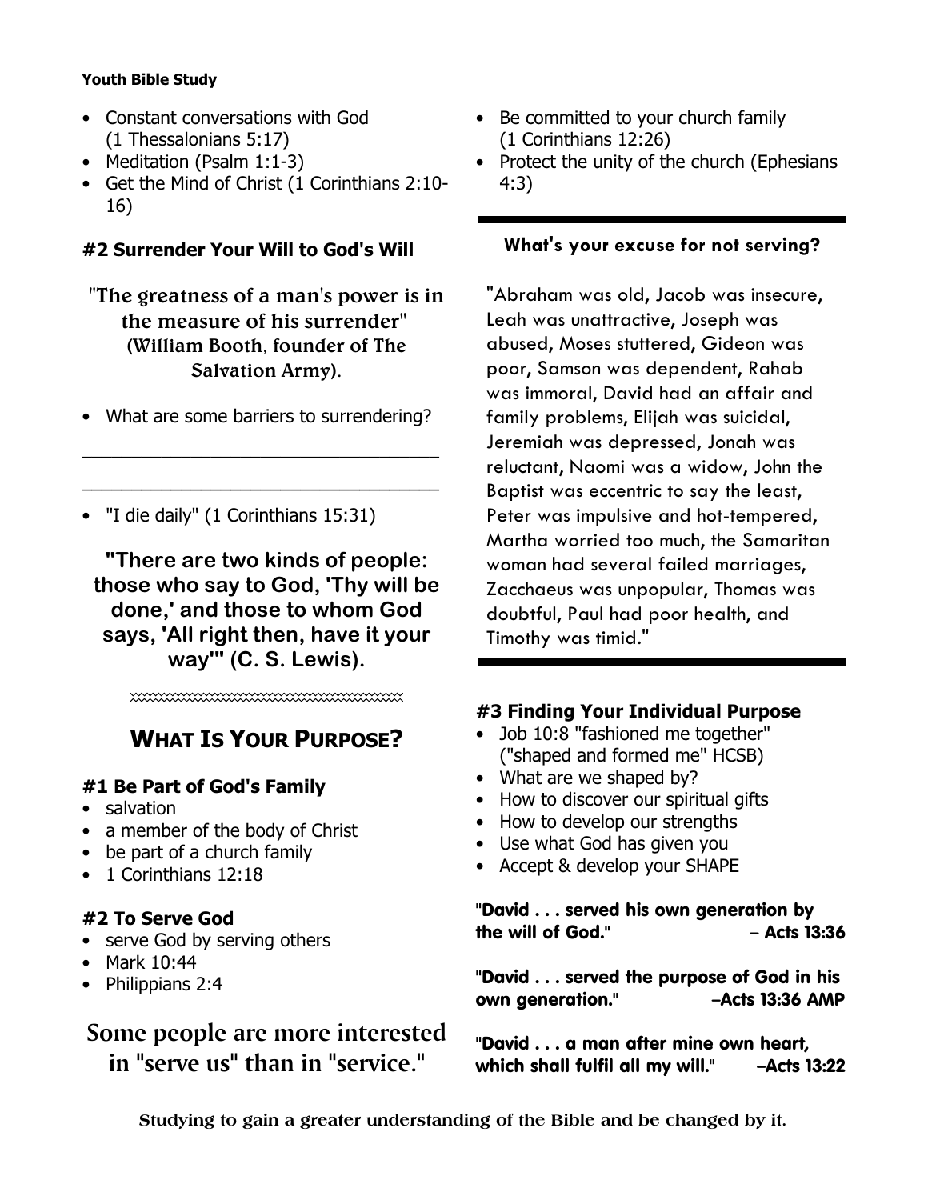- Constant conversations with God (1 Thessalonians 5:17)
- Meditation (Psalm 1:1-3)
- Get the Mind of Christ (1 Corinthians 2:10-16)

### #2 Surrender Your Will to God's Will

"The greatness of a man's power is in the measure of his surrender" (William Booth, founder of The Salvation Army).

- What are some barriers to surrendering?

___________________________________

___________________________________

- "I die daily" (1 Corinthians 15:31)

**"There are two kinds of people: those who say to God, 'Thy will be done,' and those to whom God says, 'All right then, have it your way'" (C. S. Lewis).**

## WHAT IS YOUR PURPOSE?

### #1 Be Part of God's Family

- salvation
- a member of the body of Christ
- be part of a church family
- 1 Corinthians 12:18

### #2 To Serve God

- serve God by serving others
- Mark 10:44
- Philippians 2:4

**Some people are more interested in "serve us" than in "service."**

- Be committed to your church family (1 Corinthians 12:26)
- Protect the unity of the church (Ephesians 4:3)

**What's your excuse for not serving?**

"Abraham was old, Jacob was insecure, Leah was unattractive, Joseph was abused, Moses stuttered, Gideon was poor, Samson was dependent, Rahab was immoral, David had an affair and family problems, Elijah was suicidal, Jeremiah was depressed, Jonah was reluctant, Naomi was a widow, John the Baptist was eccentric to say the least, Peter was impulsive and hot-tempered, Martha worried too much, the Samaritan woman had several failed marriages, Zacchaeus was unpopular, Thomas was doubtful, Paul had poor health, and Timothy was timid."

### #3 Finding Your Individual Purpose

- Job 10:8 "fashioned me together" ("shaped and formed me" HCSB)
- What are we shaped by?
- How to discover our spiritual gifts
- How to develop our strengths
- Use what God has given you
- Accept & develop your SHAPE

**"David . . . served his own generation by the will of God." – Acts 13:36**

**"David . . . served the purpose of God in his own generation." –Acts 13:36 AMP**

**"David . . . a man after mine own heart, which shall fulfil all my will." –Acts 13:22**